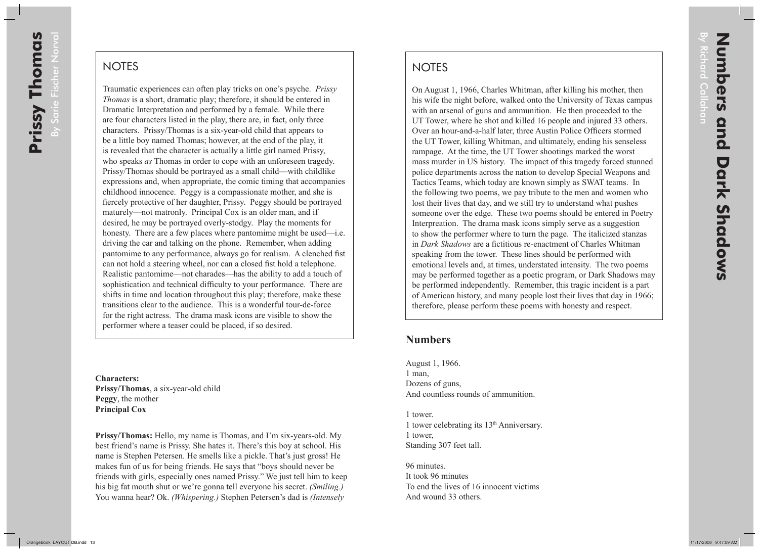# Prissy Thomas

By Sarie Fischer Norval

## NOTES

Traumatic experiences can often play tricks on one's psyche. *Prissy Thomas* is a short, dramatic play; therefore, it should be entered in Dramatic Interpretation and performed by a female. While there are four characters listed in the play, there are, in fact, only three characters. Prissy/Thomas is a six-year-old child that appears to be a little boy named Thomas; however, at the end of the play, it is revealed that the character is actually a little girl named Prissy, who speaks *as* Thomas in order to cope with an unforeseen tragedy. Prissy/Thomas should be portrayed as a small child—with childlike expressions and, when appropriate, the comic timing that accompanies childhood innocence. Peggy is a compassionate mother, and she is fiercely protective of her daughter, Prissy. Peggy should be portrayed maturely—not matronly. Principal Cox is an older man, and if desired, he may be portrayed overly-stodgy. Play the moments for honesty. There are a few places where pantomime might be used—i.e. driving the car and talking on the phone. Remember, when adding pantomime to any performance, always go for realism. A clenched fist can not hold a steering wheel, nor can a closed fist hold a telephone. Realistic pantomime—not charades—has the ability to add a touch of sophistication and technical difficulty to your performance. There are shifts in time and location throughout this play; therefore, make these transitions clear to the audience. This is a wonderful tour-de-force for the right actress. The drama mask icons are visible to show the performer where a teaser could be placed, if so desired.

**Characters:**
**Prissy/Thomas**, a six-year-old child
**Peggy**, the mother
**Principal Cox**

**Prissy/Thomas:** Hello, my name is Thomas, and I'm six-years-old. My best friend's name is Prissy. She hates it. There's this boy at school. His name is Stephen Petersen. He smells like a pickle. That's just gross! He makes fun of us for being friends. He says that "boys should never be friends with girls, especially ones named Prissy." We just tell him to keep his big fat mouth shut or we're gonna tell everyone his secret. *(Smiling.)* You wanna hear? Ok. *(Whispering.)* Stephen Petersen's dad is *(Intensely*

# Numbers and Dark Shadows

By Richard Callahan

## NOTES

On August 1, 1966, Charles Whitman, after killing his mother, then his wife the night before, walked onto the University of Texas campus with an arsenal of guns and ammunition. He then proceeded to the UT Tower, where he shot and killed 16 people and injured 33 others. Over an hour-and-a-half later, three Austin Police Officers stormed the UT Tower, killing Whitman, and ultimately, ending his senseless rampage. At the time, the UT Tower shootings marked the worst mass murder in US history. The impact of this tragedy forced stunned police departments across the nation to develop Special Weapons and Tactics Teams, which today are known simply as SWAT teams. In the following two poems, we pay tribute to the men and women who lost their lives that day, and we still try to understand what pushes someone over the edge. These two poems should be entered in Poetry Interpreation. The drama mask icons simply serve as a suggestion to show the performer where to turn the page. The italicized stanzas in *Dark Shadows* are a fictitious re-enactment of Charles Whitman speaking from the tower. These lines should be performed with emotional levels and, at times, understated intensity. The two poems may be performed together as a poetic program, or Dark Shadows may be performed independently. Remember, this tragic incident is a part of American history, and many people lost their lives that day in 1966; therefore, please perform these poems with honesty and respect.

## Numbers

August 1, 1966.
1 man,
Dozens of guns,
And countless rounds of ammunition.

1 tower.
1 tower celebrating its 13th Anniversary.
1 tower,
Standing 307 feet tall.

96 minutes.
It took 96 minutes
To end the lives of 16 innocent victims
And wound 33 others.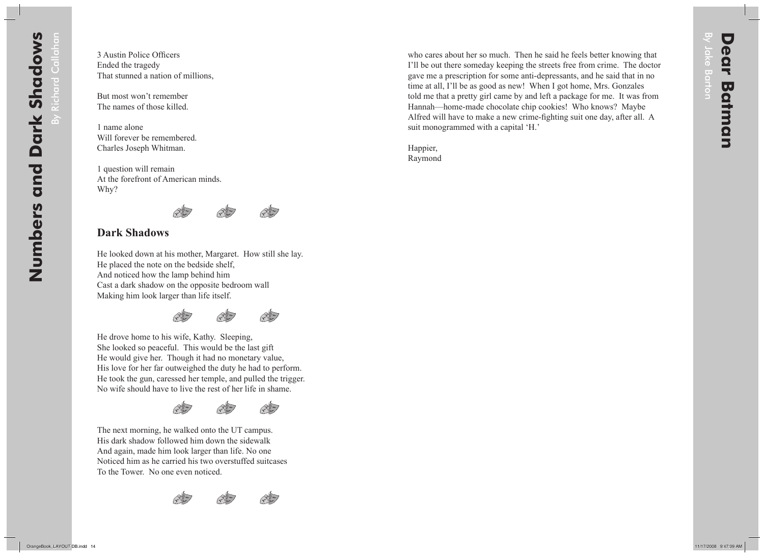3 Austin Police Officers
Ended the tragedy
That stunned a nation of millions,

But most won't remember
The names of those killed.

1 name alone
Will forever be remembered.
Charles Joseph Whitman.

1 question will remain
At the forefront of American minds.
Why?

## Dark Shadows

He looked down at his mother, Margaret. How still she lay.
He placed the note on the bedside shelf,
And noticed how the lamp behind him
Cast a dark shadow on the opposite bedroom wall
Making him look larger than life itself.

He drove home to his wife, Kathy. Sleeping,
She looked so peaceful. This would be the last gift
He would give her. Though it had no monetary value,
His love for her far outweighed the duty he had to perform.
He took the gun, caressed her temple, and pulled the trigger.
No wife should have to live the rest of her life in shame.

The next morning, he walked onto the UT campus.
His dark shadow followed him down the sidewalk
And again, made him look larger than life. No one
Noticed him as he carried his two overstuffed suitcases
To the Tower. No one even noticed.

who cares about her so much. Then he said he feels better knowing that I'll be out there someday keeping the streets free from crime. The doctor gave me a prescription for some anti-depressants, and he said that in no time at all, I'll be as good as new! When I got home, Mrs. Gonzales told me that a pretty girl came by and left a package for me. It was from Hannah—home-made chocolate chip cookies! Who knows? Maybe Alfred will have to make a new crime-fighting suit one day, after all. A suit monogrammed with a capital 'H.'

Happier,
Raymond